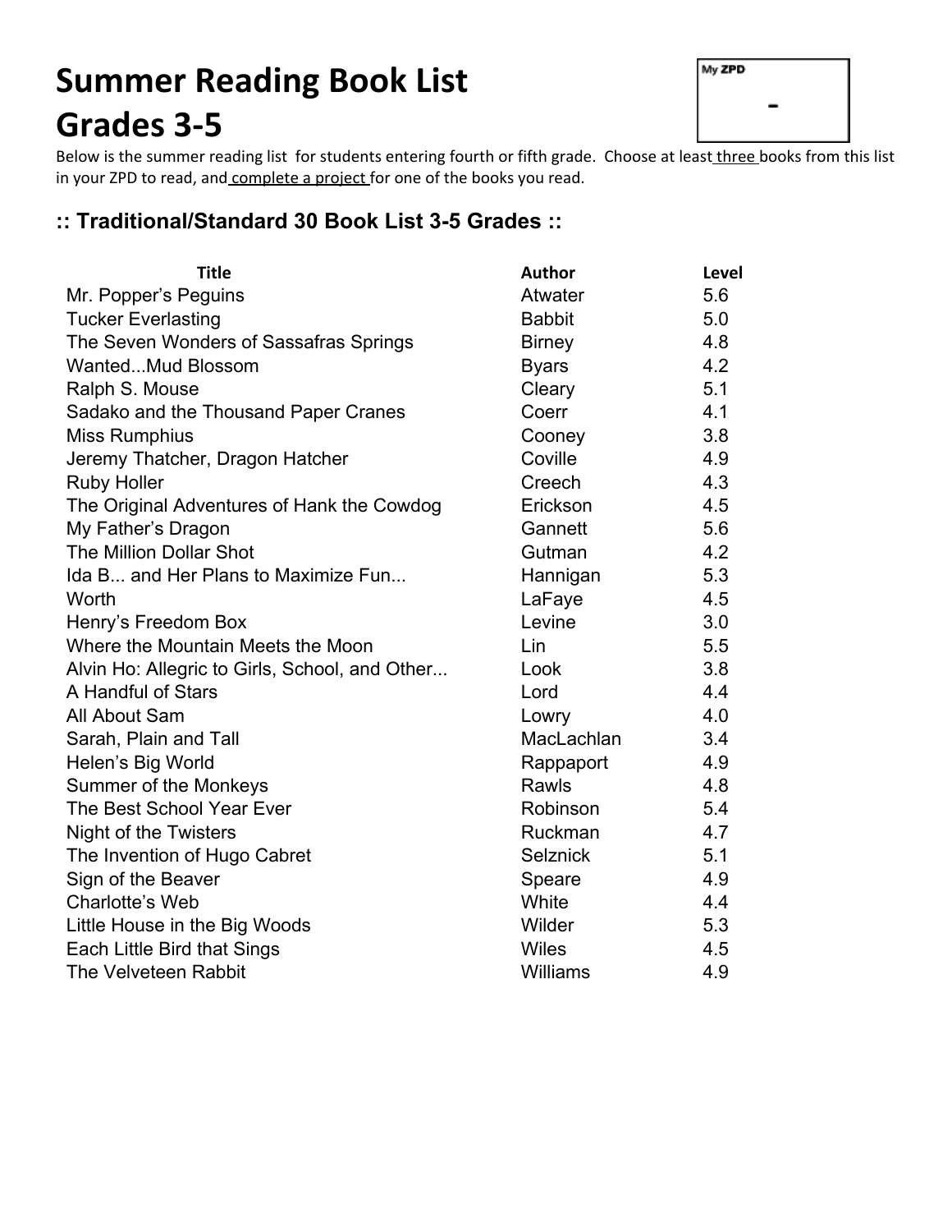# Summary Reading Book List

# Summer Reading Book List
# Grades 3-5

My ZPD

-

Below is the summer reading list for students entering fourth or fifth grade. Choose at least <u>three</u> books from this list in your ZPD to read, and <u>complete a project</u> for one of the books you read.

## :: Traditional/Standard 30 Book List 3-5 Grades ::

| Title | Author | Level |
|---|---|---|
| Mr. Popper's Peguins | Atwater | 5.6 |
| Tucker Everlasting | Babbit | 5.0 |
| The Seven Wonders of Sassafras Springs | Birney | 4.8 |
| Wanted...Mud Blossom | Byars | 4.2 |
| Ralph S. Mouse | Cleary | 5.1 |
| Sadako and the Thousand Paper Cranes | Coerr | 4.1 |
| Miss Rumphius | Cooney | 3.8 |
| Jeremy Thatcher, Dragon Hatcher | Coville | 4.9 |
| Ruby Holler | Creech | 4.3 |
| The Original Adventures of Hank the Cowdog | Erickson | 4.5 |
| My Father's Dragon | Gannett | 5.6 |
| The Million Dollar Shot | Gutman | 4.2 |
| Ida B... and Her Plans to Maximize Fun... | Hannigan | 5.3 |
| Worth | LaFaye | 4.5 |
| Henry's Freedom Box | Levine | 3.0 |
| Where the Mountain Meets the Moon | Lin | 5.5 |
| Alvin Ho: Allegric to Girls, School, and Other... | Look | 3.8 |
| A Handful of Stars | Lord | 4.4 |
| All About Sam | Lowry | 4.0 |
| Sarah, Plain and Tall | MacLachlan | 3.4 |
| Helen's Big World | Rappaport | 4.9 |
| Summer of the Monkeys | Rawls | 4.8 |
| The Best School Year Ever | Robinson | 5.4 |
| Night of the Twisters | Ruckman | 4.7 |
| The Invention of Hugo Cabret | Selznick | 5.1 |
| Sign of the Beaver | Speare | 4.9 |
| Charlotte's Web | White | 4.4 |
| Little House in the Big Woods | Wilder | 5.3 |
| Each Little Bird that Sings | Wiles | 4.5 |
| The Velveteen Rabbit | Williams | 4.9 |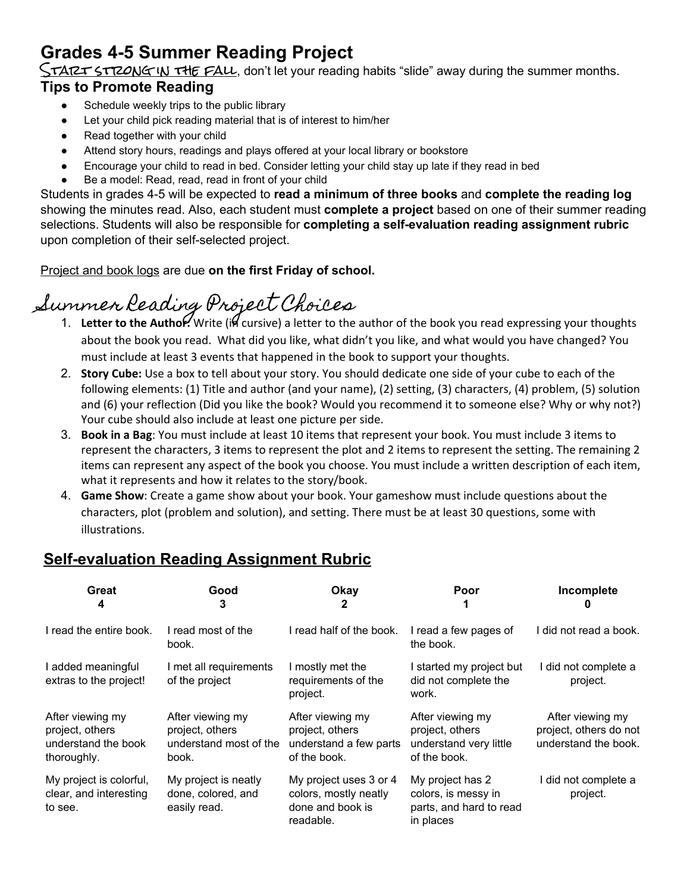# Grades 4-5 Summer Reading Project

START STRONG IN THE FALL, don't let your reading habits "slide" away during the summer months.

### Tips to Promote Reading

- Schedule weekly trips to the public library
- Let your child pick reading material that is of interest to him/her
- Read together with your child
- Attend story hours, readings and plays offered at your local library or bookstore
- Encourage your child to read in bed. Consider letting your child stay up late if they read in bed
- Be a model: Read, read, read in front of your child

Students in grades 4-5 will be expected to **read a minimum of three books** and **complete the reading log** showing the minutes read. Also, each student must **complete a project** based on one of their summer reading selections. Students will also be responsible for **completing a self-evaluation reading assignment rubric** upon completion of their self-selected project.

Project and book logs are due **on the first Friday of school.**

## Summer Reading Project Choices

1. **Letter to the Author:** Write (in cursive) a letter to the author of the book you read expressing your thoughts about the book you read. What did you like, what didn't you like, and what would you have changed? You must include at least 3 events that happened in the book to support your thoughts.
2. **Story Cube:** Use a box to tell about your story. You should dedicate one side of your cube to each of the following elements: (1) Title and author (and your name), (2) setting, (3) characters, (4) problem, (5) solution and (6) your reflection (Did you like the book? Would you recommend it to someone else? Why or why not?) Your cube should also include at least one picture per side.
3. **Book in a Bag**: You must include at least 10 items that represent your book. You must include 3 items to represent the characters, 3 items to represent the plot and 2 items to represent the setting. The remaining 2 items can represent any aspect of the book you choose. You must include a written description of each item, what it represents and how it relates to the story/book.
4. **Game Show**: Create a game show about your book. Your gameshow must include questions about the characters, plot (problem and solution), and setting. There must be at least 30 questions, some with illustrations.

## Self-evaluation Reading Assignment Rubric

| Great 4 | Good 3 | Okay 2 | Poor 1 | Incomplete 0 |
|---|---|---|---|---|
| I read the entire book. | I read most of the book. | I read half of the book. | I read a few pages of the book. | I did not read a book. |
| I added meaningful extras to the project! | I met all requirements of the project | I mostly met the requirements of the project. | I started my project but did not complete the work. | I did not complete a project. |
| After viewing my project, others understand the book thoroughly. | After viewing my project, others understand most of the book. | After viewing my project, others understand a few parts of the book. | After viewing my project, others understand very little of the book. | After viewing my project, others do not understand the book. |
| My project is colorful, clear, and interesting to see. | My project is neatly done, colored, and easily read. | My project uses 3 or 4 colors, mostly neatly done and book is readable. | My project has 2 colors, is messy in parts, and hard to read in places | I did not complete a project. |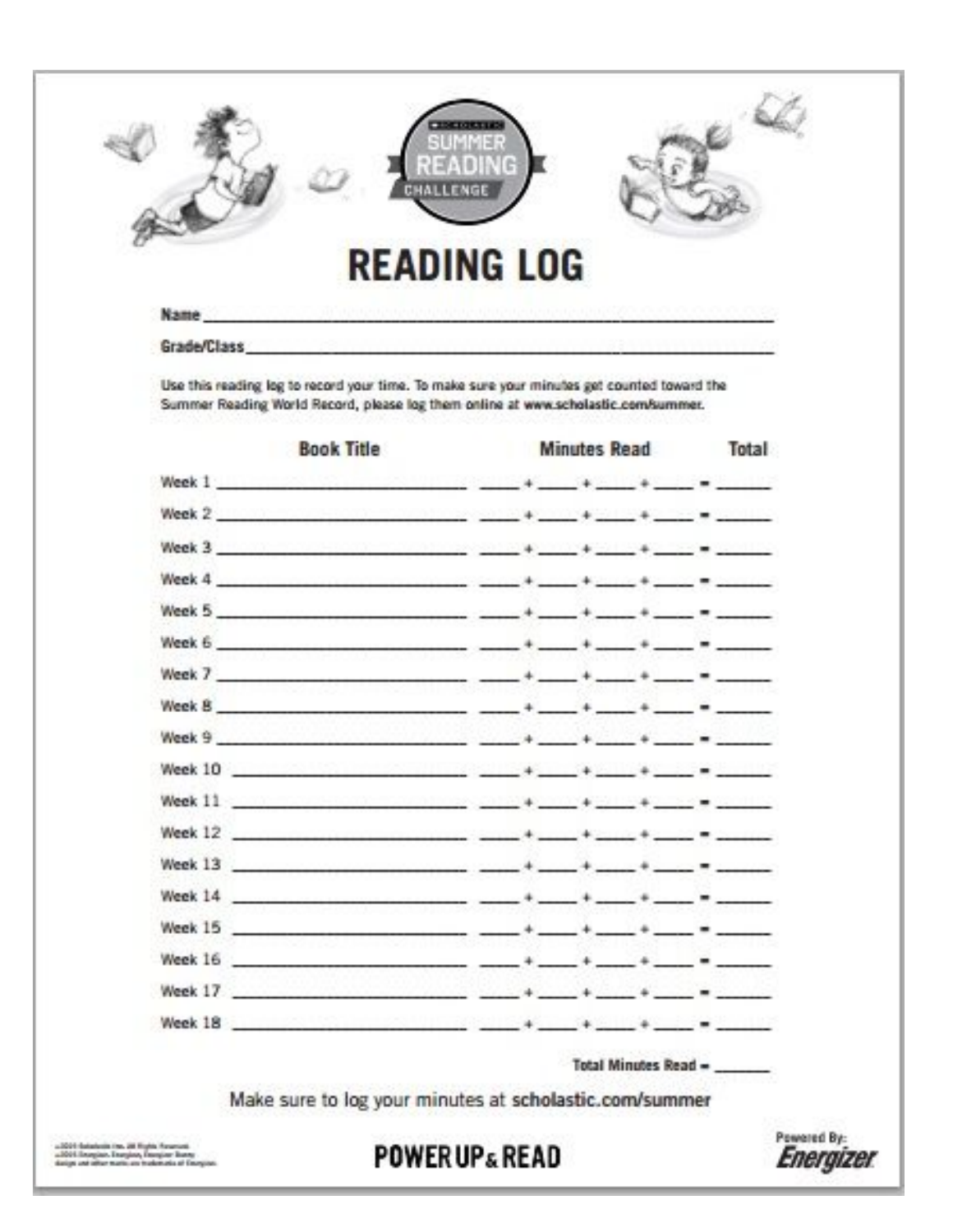SCHOLASTIC SUMMER READING CHALLENGE

# READING LOG

Name \_\_\_\_\_\_\_\_\_\_\_\_\_\_\_\_\_\_\_\_\_\_\_\_\_\_\_\_\_\_\_\_\_\_\_\_\_\_\_\_

Grade/Class \_\_\_\_\_\_\_\_\_\_\_\_\_\_\_\_\_\_\_\_\_\_\_\_\_\_\_\_\_\_\_\_\_\_\_\_\_\_\_\_

Use this reading log to record your time. To make sure your minutes get counted toward the Summer Reading World Record, please log them online at www.scholastic.com/summer.

| | Book Title | Minutes Read | Total |
|---|---|---|---|
| Week 1 | \_\_\_\_\_\_\_\_\_\_\_\_\_\_\_\_ | \_\_\_\_ + \_\_\_\_ + \_\_\_\_ + \_\_\_\_ = | \_\_\_\_\_ |
| Week 2 | \_\_\_\_\_\_\_\_\_\_\_\_\_\_\_\_ | \_\_\_\_ + \_\_\_\_ + \_\_\_\_ + \_\_\_\_ = | \_\_\_\_\_ |
| Week 3 | \_\_\_\_\_\_\_\_\_\_\_\_\_\_\_\_ | \_\_\_\_ + \_\_\_\_ + \_\_\_\_ + \_\_\_\_ = | \_\_\_\_\_ |
| Week 4 | \_\_\_\_\_\_\_\_\_\_\_\_\_\_\_\_ | \_\_\_\_ + \_\_\_\_ + \_\_\_\_ + \_\_\_\_ = | \_\_\_\_\_ |
| Week 5 | \_\_\_\_\_\_\_\_\_\_\_\_\_\_\_\_ | \_\_\_\_ + \_\_\_\_ + \_\_\_\_ + \_\_\_\_ = | \_\_\_\_\_ |
| Week 6 | \_\_\_\_\_\_\_\_\_\_\_\_\_\_\_\_ | \_\_\_\_ + \_\_\_\_ + \_\_\_\_ + \_\_\_\_ = | \_\_\_\_\_ |
| Week 7 | \_\_\_\_\_\_\_\_\_\_\_\_\_\_\_\_ | \_\_\_\_ + \_\_\_\_ + \_\_\_\_ + \_\_\_\_ = | \_\_\_\_\_ |
| Week 8 | \_\_\_\_\_\_\_\_\_\_\_\_\_\_\_\_ | \_\_\_\_ + \_\_\_\_ + \_\_\_\_ + \_\_\_\_ = | \_\_\_\_\_ |
| Week 9 | \_\_\_\_\_\_\_\_\_\_\_\_\_\_\_\_ | \_\_\_\_ + \_\_\_\_ + \_\_\_\_ + \_\_\_\_ = | \_\_\_\_\_ |
| Week 10 | \_\_\_\_\_\_\_\_\_\_\_\_\_\_\_\_ | \_\_\_\_ + \_\_\_\_ + \_\_\_\_ + \_\_\_\_ = | \_\_\_\_\_ |
| Week 11 | \_\_\_\_\_\_\_\_\_\_\_\_\_\_\_\_ | \_\_\_\_ + \_\_\_\_ + \_\_\_\_ + \_\_\_\_ = | \_\_\_\_\_ |
| Week 12 | \_\_\_\_\_\_\_\_\_\_\_\_\_\_\_\_ | \_\_\_\_ + \_\_\_\_ + \_\_\_\_ + \_\_\_\_ = | \_\_\_\_\_ |
| Week 13 | \_\_\_\_\_\_\_\_\_\_\_\_\_\_\_\_ | \_\_\_\_ + \_\_\_\_ + \_\_\_\_ + \_\_\_\_ = | \_\_\_\_\_ |
| Week 14 | \_\_\_\_\_\_\_\_\_\_\_\_\_\_\_\_ | \_\_\_\_ + \_\_\_\_ + \_\_\_\_ + \_\_\_\_ = | \_\_\_\_\_ |
| Week 15 | \_\_\_\_\_\_\_\_\_\_\_\_\_\_\_\_ | \_\_\_\_ + \_\_\_\_ + \_\_\_\_ + \_\_\_\_ = | \_\_\_\_\_ |
| Week 16 | \_\_\_\_\_\_\_\_\_\_\_\_\_\_\_\_ | \_\_\_\_ + \_\_\_\_ + \_\_\_\_ + \_\_\_\_ = | \_\_\_\_\_ |
| Week 17 | \_\_\_\_\_\_\_\_\_\_\_\_\_\_\_\_ | \_\_\_\_ + \_\_\_\_ + \_\_\_\_ + \_\_\_\_ = | \_\_\_\_\_ |
| Week 18 | \_\_\_\_\_\_\_\_\_\_\_\_\_\_\_\_ | \_\_\_\_ + \_\_\_\_ + \_\_\_\_ + \_\_\_\_ = | \_\_\_\_\_ |

**Total Minutes Read =** \_\_\_\_\_

Make sure to log your minutes at **scholastic.com/summer**

**POWER UP & READ**

Powered By: *Energizer*